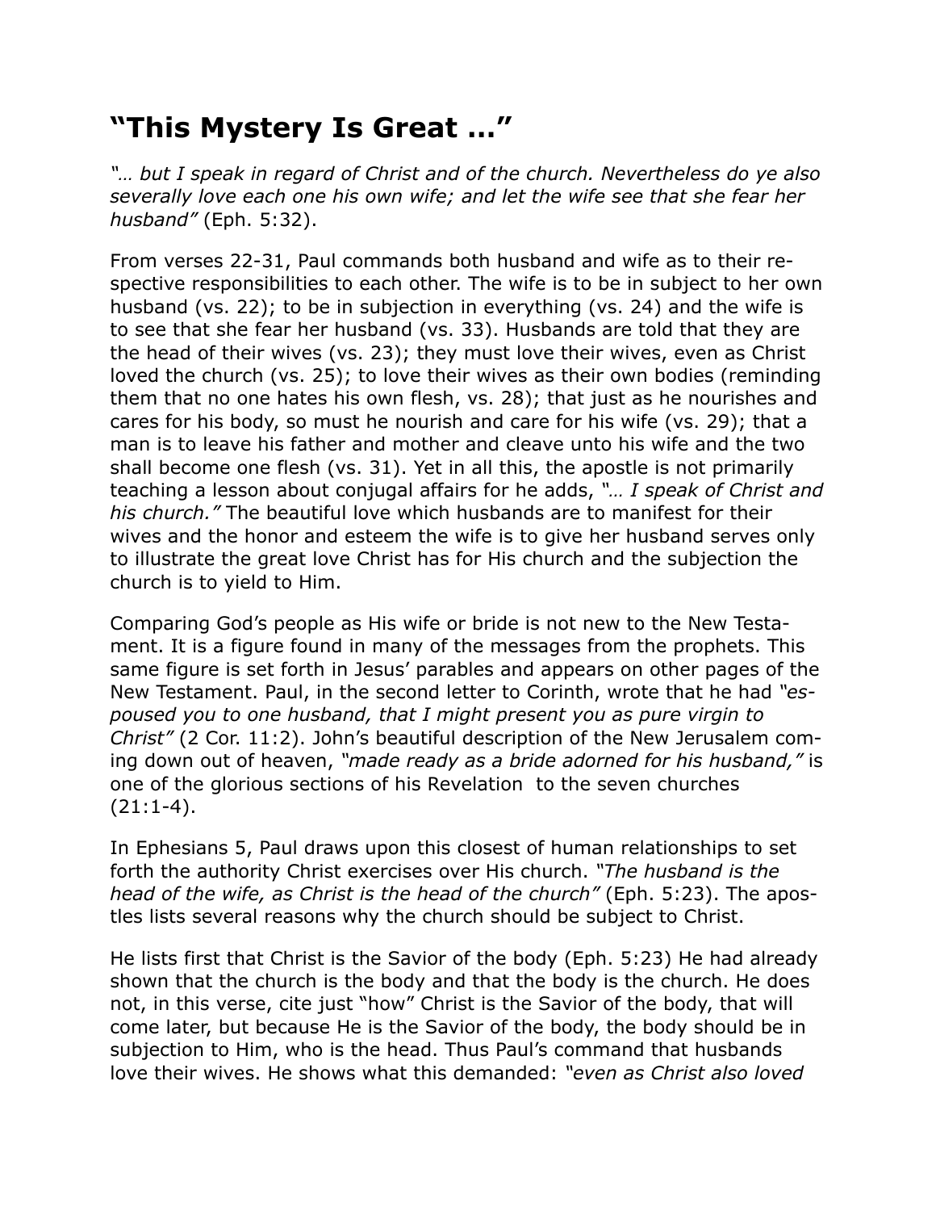# “This Mystery Is Great …”

*“… but I speak in regard of Christ and of the church. Nevertheless do ye also severally love each one his own wife; and let the wife see that she fear her husband”* (Eph. 5:32).

From verses 22-31, Paul commands both husband and wife as to their respective responsibilities to each other. The wife is to be in subject to her own husband (vs. 22); to be in subjection in everything (vs. 24) and the wife is to see that she fear her husband (vs. 33). Husbands are told that they are the head of their wives (vs. 23); they must love their wives, even as Christ loved the church (vs. 25); to love their wives as their own bodies (reminding them that no one hates his own flesh, vs. 28); that just as he nourishes and cares for his body, so must he nourish and care for his wife (vs. 29); that a man is to leave his father and mother and cleave unto his wife and the two shall become one flesh (vs. 31). Yet in all this, the apostle is not primarily teaching a lesson about conjugal affairs for he adds, *“… I speak of Christ and his church.”* The beautiful love which husbands are to manifest for their wives and the honor and esteem the wife is to give her husband serves only to illustrate the great love Christ has for His church and the subjection the church is to yield to Him.

Comparing God’s people as His wife or bride is not new to the New Testament. It is a figure found in many of the messages from the prophets. This same figure is set forth in Jesus’ parables and appears on other pages of the New Testament. Paul, in the second letter to Corinth, wrote that he had *“espoused you to one husband, that I might present you as pure virgin to Christ”* (2 Cor. 11:2). John’s beautiful description of the New Jerusalem coming down out of heaven, *“made ready as a bride adorned for his husband,”* is one of the glorious sections of his Revelation to the seven churches (21:1-4).

In Ephesians 5, Paul draws upon this closest of human relationships to set forth the authority Christ exercises over His church. *“The husband is the head of the wife, as Christ is the head of the church”* (Eph. 5:23). The apostles lists several reasons why the church should be subject to Christ.

He lists first that Christ is the Savior of the body (Eph. 5:23) He had already shown that the church is the body and that the body is the church. He does not, in this verse, cite just “how” Christ is the Savior of the body, that will come later, but because He is the Savior of the body, the body should be in subjection to Him, who is the head. Thus Paul’s command that husbands love their wives. He shows what this demanded: *“even as Christ also loved*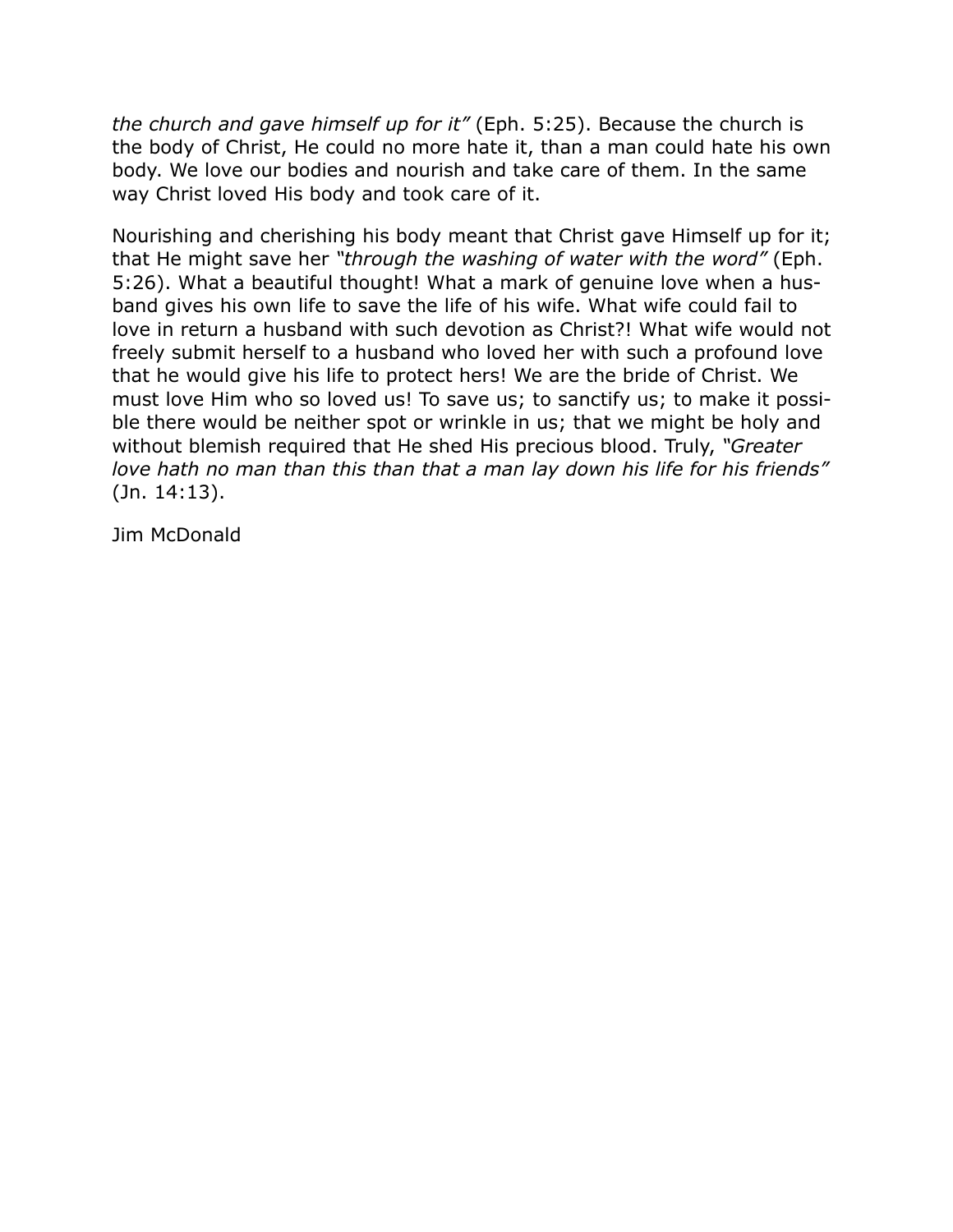*the church and gave himself up for it"* (Eph. 5:25). Because the church is the body of Christ, He could no more hate it, than a man could hate his own body. We love our bodies and nourish and take care of them. In the same way Christ loved His body and took care of it.

Nourishing and cherishing his body meant that Christ gave Himself up for it; that He might save her *"through the washing of water with the word"* (Eph. 5:26). What a beautiful thought! What a mark of genuine love when a husband gives his own life to save the life of his wife. What wife could fail to love in return a husband with such devotion as Christ?! What wife would not freely submit herself to a husband who loved her with such a profound love that he would give his life to protect hers! We are the bride of Christ. We must love Him who so loved us! To save us; to sanctify us; to make it possible there would be neither spot or wrinkle in us; that we might be holy and without blemish required that He shed His precious blood. Truly, *"Greater love hath no man than this than that a man lay down his life for his friends"* (Jn. 14:13).

Jim McDonald